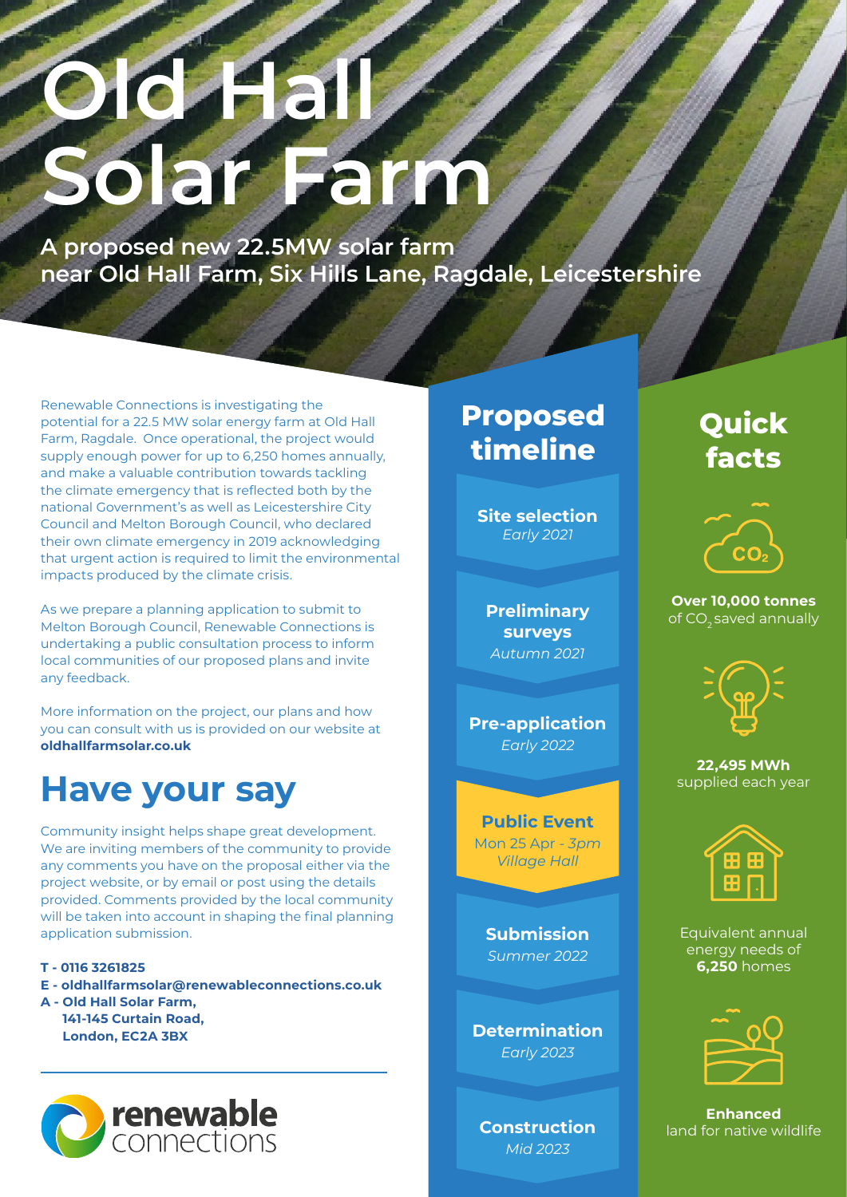# Old Hall Solar Farm

**A proposed new 22.5MW solar farm near Old Hall Farm, Six Hills Lane, Ragdale, Leicestershire**

Renewable Connections is investigating the potential for a 22.5 MW solar energy farm at Old Hall Farm, Ragdale. Once operational, the project would supply enough power for up to 6,250 homes annually, and make a valuable contribution towards tackling the climate emergency that is reflected both by the national Government's as well as Leicestershire City Council and Melton Borough Council, who declared their own climate emergency in 2019 acknowledging that urgent action is required to limit the environmental impacts produced by the climate crisis.

As we prepare a planning application to submit to Melton Borough Council, Renewable Connections is undertaking a public consultation process to inform local communities of our proposed plans and invite any feedback.

More information on the project, our plans and how you can consult with us is provided on our website at **oldhallfarmsolar.co.uk**

## Have your say

Community insight helps shape great development. We are inviting members of the community to provide any comments you have on the proposal either via the project website, or by email or post using the details provided. Comments provided by the local community will be taken into account in shaping the final planning application submission.

**T - 0116 3261825**
**E - oldhallfarmsolar@renewableconnections.co.uk**
**A - Old Hall Solar Farm,**
**141-145 Curtain Road,**
**London, EC2A 3BX**

renewable connections

## Proposed timeline

**Site selection**
*Early 2021*

**Preliminary surveys**
*Autumn 2021*

**Pre-application**
*Early 2022*

**Public Event**
Mon 25 Apr - *3pm*
*Village Hall*

**Submission**
*Summer 2022*

**Determination**
*Early 2023*

**Construction**
*Mid 2023*

## Quick facts

**Over 10,000 tonnes** of $CO_2$ saved annually

**22,495 MWh** supplied each year

Equivalent annual energy needs of **6,250** homes

**Enhanced** land for native wildlife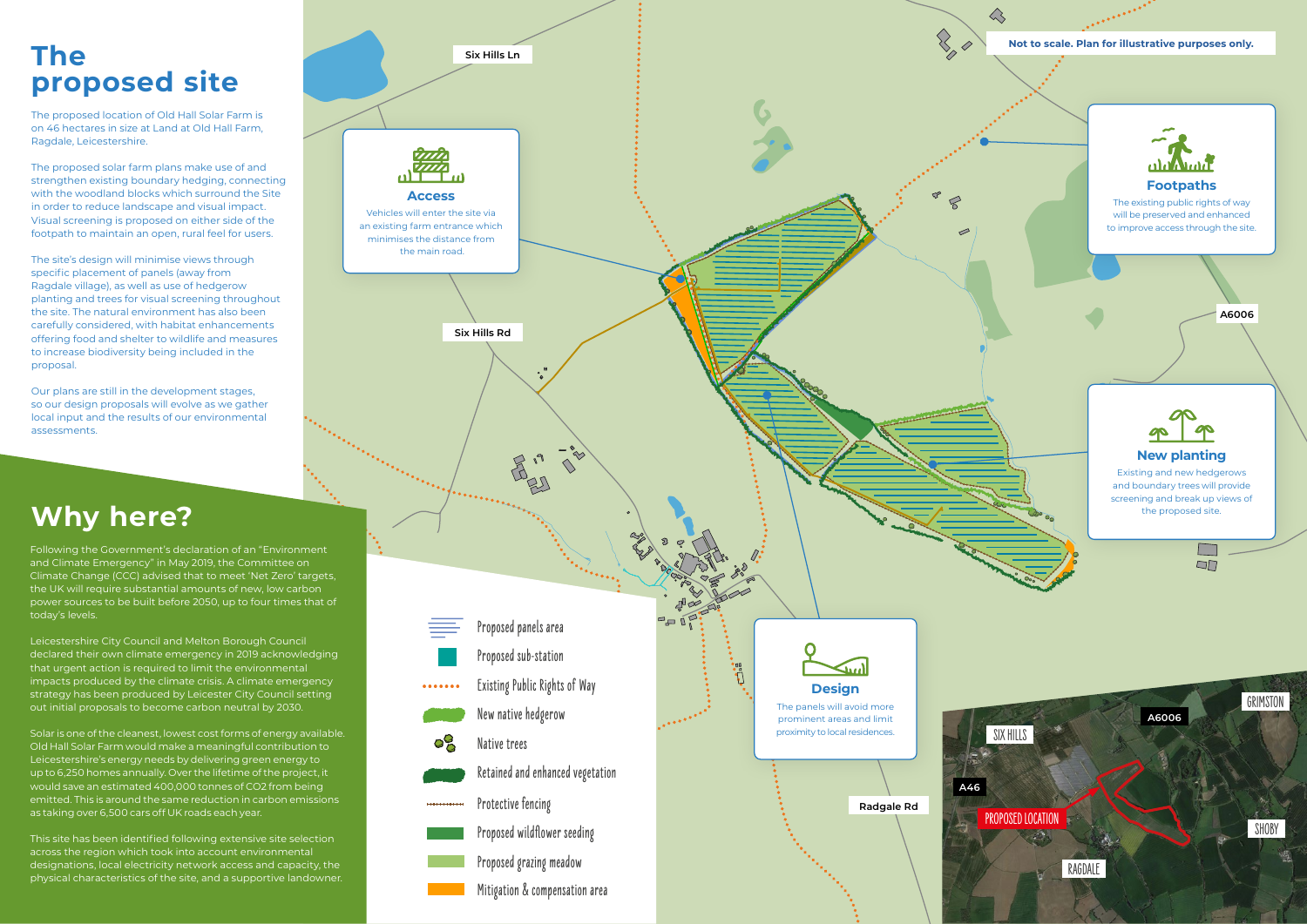# The proposed site

The proposed location of Old Hall Solar Farm is on 46 hectares in size at Land at Old Hall Farm, Ragdale, Leicestershire.

The proposed solar farm plans make use of and strengthen existing boundary hedging, connecting with the woodland blocks which surround the Site in order to reduce landscape and visual impact. Visual screening is proposed on either side of the footpath to maintain an open, rural feel for users.

The site's design will minimise views through specific placement of panels (away from Ragdale village), as well as use of hedgerow planting and trees for visual screening throughout the site. The natural environment has also been carefully considered, with habitat enhancements offering food and shelter to wildlife and measures to increase biodiversity being included in the proposal.

Our plans are still in the development stages, so our design proposals will evolve as we gather local input and the results of our environmental assessments.

# Why here?

Following the Government's declaration of an "Environment and Climate Emergency" in May 2019, the Committee on Climate Change (CCC) advised that to meet 'Net Zero' targets, the UK will require substantial amounts of new, low carbon power sources to be built before 2050, up to four times that of today's levels.

Leicestershire City Council and Melton Borough Council declared their own climate emergency in 2019 acknowledging that urgent action is required to limit the environmental impacts produced by the climate crisis. A climate emergency strategy has been produced by Leicester City Council setting out initial proposals to become carbon neutral by 2030.

Solar is one of the cleanest, lowest cost forms of energy available. Old Hall Solar Farm would make a meaningful contribution to Leicestershire's energy needs by delivering green energy to up to 6,250 homes annually. Over the lifetime of the project, it would save an estimated 400,000 tonnes of $CO_2$ from being emitted. This is around the same reduction in carbon emissions as taking over 6,500 cars off UK roads each year.

This site has been identified following extensive site selection across the region which took into account environmental designations, local electricity network access and capacity, the physical characteristics of the site, and a supportive landowner.

Not to scale. Plan for illustrative purposes only.

Six Hills Ln

Six Hills Rd

Radgale Rd

A6006

### Access

Vehicles will enter the site via an existing farm entrance which minimises the distance from the main road.

### Footpaths

The existing public rights of way will be preserved and enhanced to improve access through the site.

### New planting

Existing and new hedgerows and boundary trees will provide screening and break up views of the proposed site.

### Design

The panels will avoid more prominent areas and limit proximity to local residences.

- Proposed panels area
- Proposed sub-station
- Existing Public Rights of Way
- New native hedgerow
- Native trees
- Retained and enhanced vegetation
- Protective fencing
- Proposed wildflower seeding
- Proposed grazing meadow
- Mitigation & compensation area

SIX HILLS · A6006 · GRIMSTON · A46 · PROPOSED LOCATION · SHOBY · RAGDALE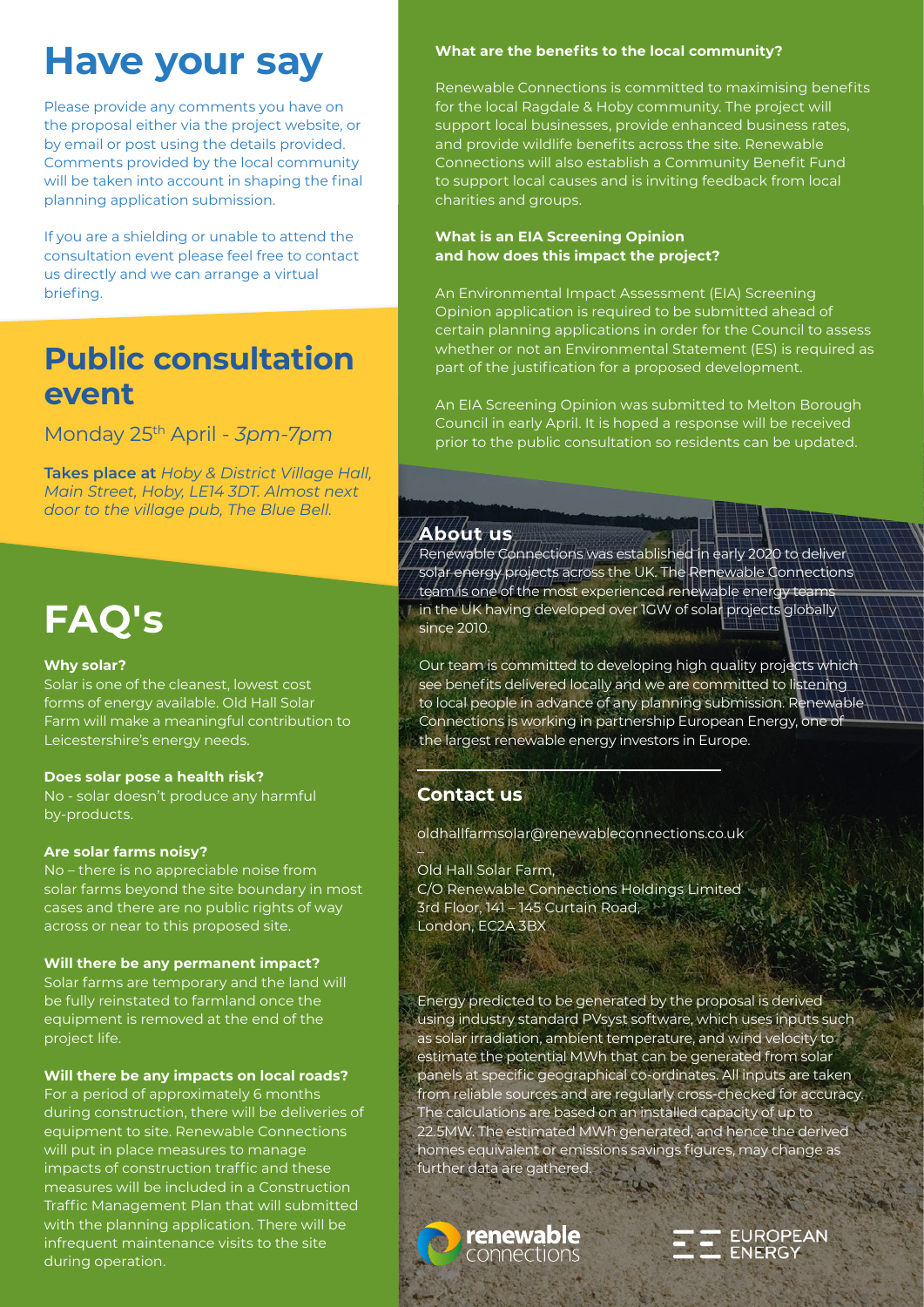# Have your say

Please provide any comments you have on the proposal either via the project website, or by email or post using the details provided. Comments provided by the local community will be taken into account in shaping the final planning application submission.

If you are a shielding or unable to attend the consultation event please feel free to contact us directly and we can arrange a virtual briefing.

# Public consultation event

Monday 25th April - *3pm-7pm*

**Takes place at** *Hoby & District Village Hall, Main Street, Hoby, LE14 3DT. Almost next door to the village pub, The Blue Bell.*

# FAQ's

**Why solar?**
Solar is one of the cleanest, lowest cost forms of energy available. Old Hall Solar Farm will make a meaningful contribution to Leicestershire's energy needs.

**Does solar pose a health risk?**
No - solar doesn't produce any harmful by-products.

**Are solar farms noisy?**
No – there is no appreciable noise from solar farms beyond the site boundary in most cases and there are no public rights of way across or near to this proposed site.

**Will there be any permanent impact?**
Solar farms are temporary and the land will be fully reinstated to farmland once the equipment is removed at the end of the project life.

**Will there be any impacts on local roads?**
For a period of approximately 6 months during construction, there will be deliveries of equipment to site. Renewable Connections will put in place measures to manage impacts of construction traffic and these measures will be included in a Construction Traffic Management Plan that will submitted with the planning application. There will be infrequent maintenance visits to the site during operation.

**What are the benefits to the local community?**

Renewable Connections is committed to maximising benefits for the local Ragdale & Hoby community. The project will support local businesses, provide enhanced business rates, and provide wildlife benefits across the site. Renewable Connections will also establish a Community Benefit Fund to support local causes and is inviting feedback from local charities and groups.

**What is an EIA Screening Opinion and how does this impact the project?**

An Environmental Impact Assessment (EIA) Screening Opinion application is required to be submitted ahead of certain planning applications in order for the Council to assess whether or not an Environmental Statement (ES) is required as part of the justification for a proposed development.

An EIA Screening Opinion was submitted to Melton Borough Council in early April. It is hoped a response will be received prior to the public consultation so residents can be updated.

## About us

Renewable Connections was established in early 2020 to deliver solar energy projects across the UK. The Renewable Connections team is one of the most experienced renewable energy teams in the UK having developed over 1GW of solar projects globally since 2010.

Our team is committed to developing high quality projects which see benefits delivered locally and we are committed to listening to local people in advance of any planning submission. Renewable Connections is working in partnership European Energy, one of the largest renewable energy investors in Europe.

## Contact us

oldhallfarmsolar@renewableconnections.co.uk

–

Old Hall Solar Farm,
C/O Renewable Connections Holdings Limited
3rd Floor, 141 – 145 Curtain Road,
London, EC2A 3BX

Energy predicted to be generated by the proposal is derived using industry standard PVsyst software, which uses inputs such as solar irradiation, ambient temperature, and wind velocity to estimate the potential MWh that can be generated from solar panels at specific geographical co-ordinates. All inputs are taken from reliable sources and are regularly cross-checked for accuracy. The calculations are based on an installed capacity of up to 22.5MW. The estimated MWh generated, and hence the derived homes equivalent or emissions savings figures, may change as further data are gathered.

renewable connections

EUROPEAN ENERGY